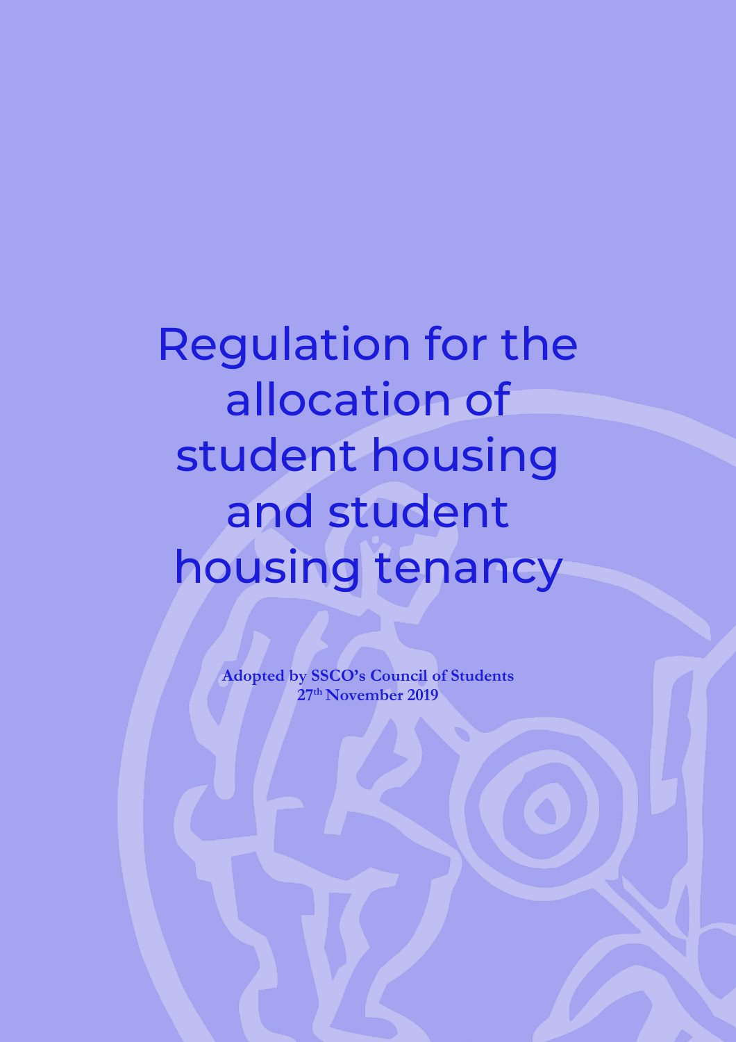# Regulation for the allocation of student housing and student housing tenancy

**Adopted by SSCO's Council of Students**
**27th November 2019**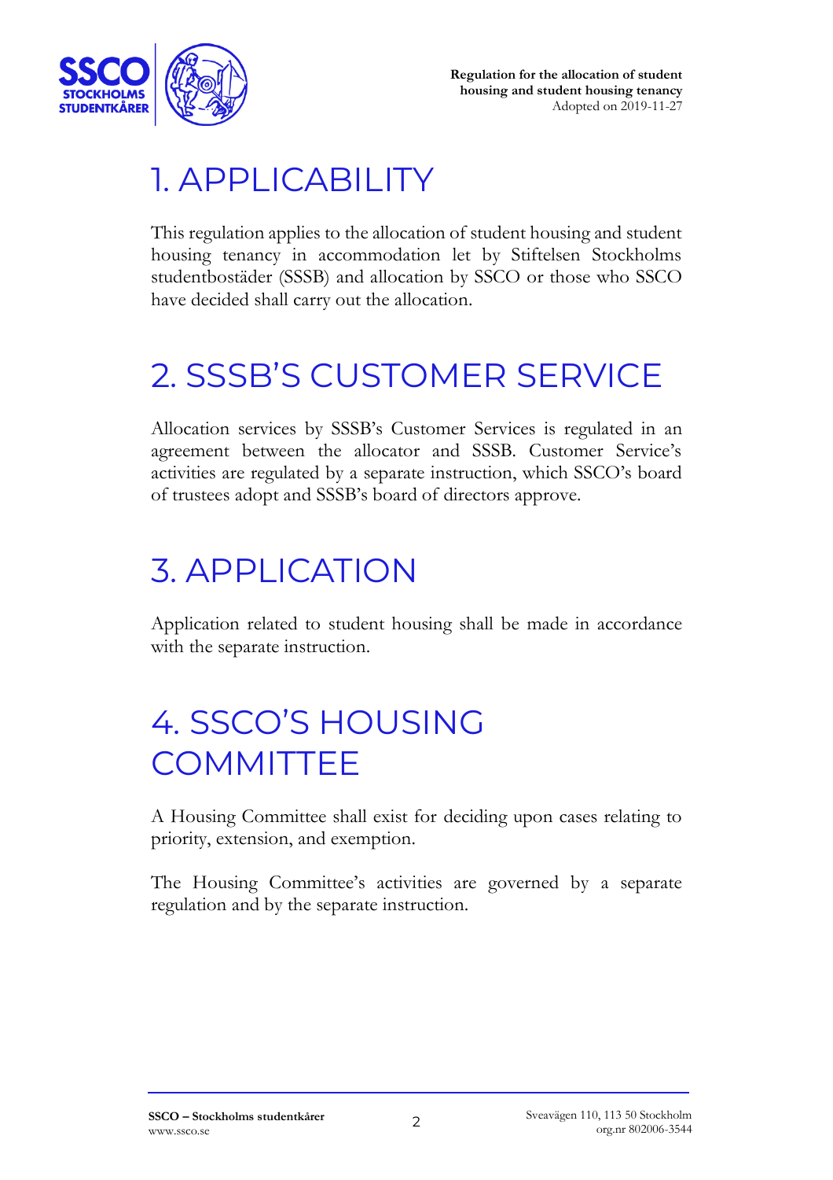# 1. APPLICABILITY

This regulation applies to the allocation of student housing and student housing tenancy in accommodation let by Stiftelsen Stockholms studentbostäder (SSSB) and allocation by SSCO or those who SSCO have decided shall carry out the allocation.

# 2. SSSB'S CUSTOMER SERVICE

Allocation services by SSSB's Customer Services is regulated in an agreement between the allocator and SSSB. Customer Service's activities are regulated by a separate instruction, which SSCO's board of trustees adopt and SSSB's board of directors approve.

# 3. APPLICATION

Application related to student housing shall be made in accordance with the separate instruction.

# 4. SSCO'S HOUSING COMMITTEE

A Housing Committee shall exist for deciding upon cases relating to priority, extension, and exemption.

The Housing Committee's activities are governed by a separate regulation and by the separate instruction.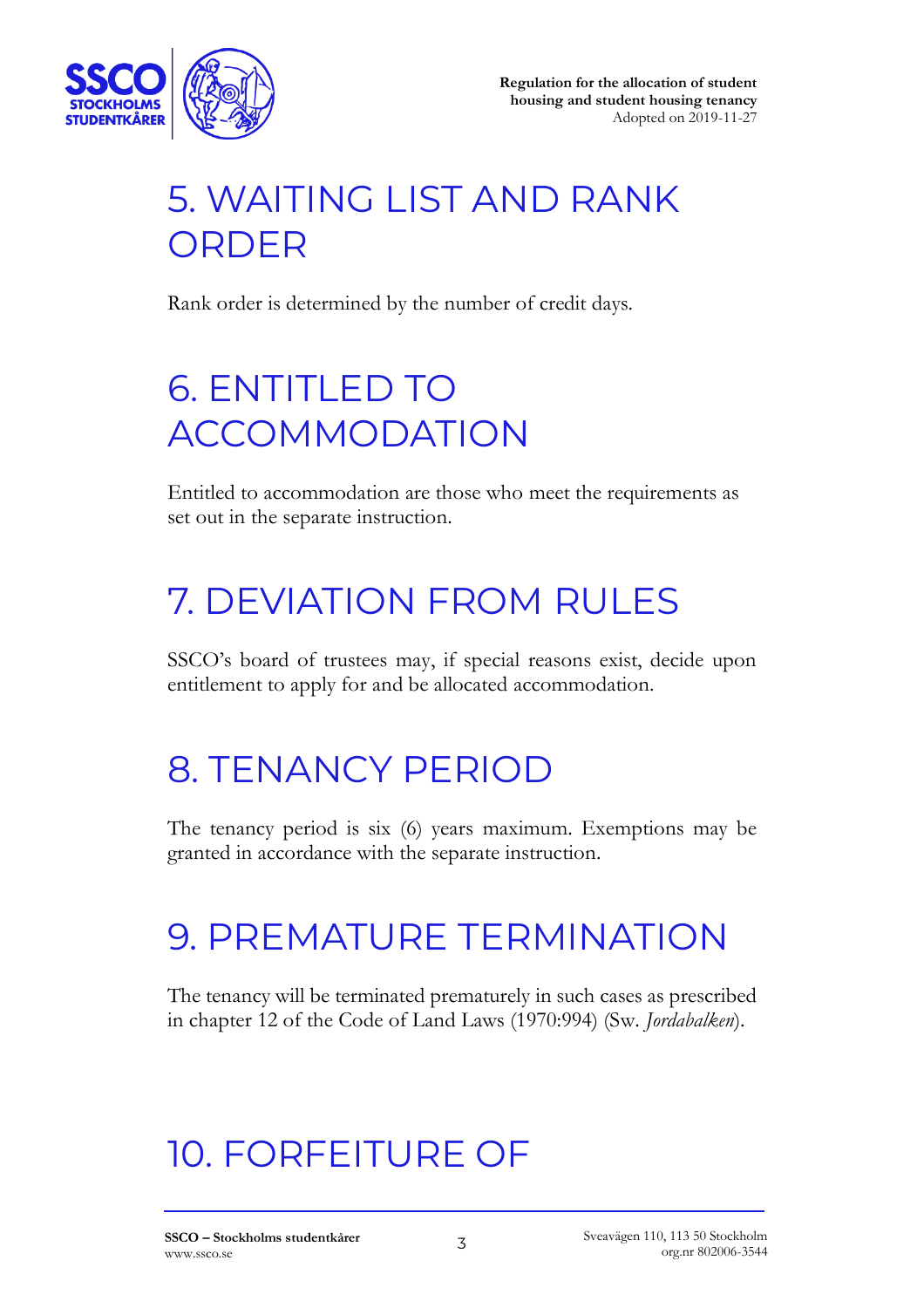# 5. WAITING LIST AND RANK ORDER

Rank order is determined by the number of credit days.

# 6. ENTITLED TO ACCOMMODATION

Entitled to accommodation are those who meet the requirements as set out in the separate instruction.

# 7. DEVIATION FROM RULES

SSCO's board of trustees may, if special reasons exist, decide upon entitlement to apply for and be allocated accommodation.

# 8. TENANCY PERIOD

The tenancy period is six (6) years maximum. Exemptions may be granted in accordance with the separate instruction.

# 9. PREMATURE TERMINATION

The tenancy will be terminated prematurely in such cases as prescribed in chapter 12 of the Code of Land Laws (1970:994) (Sw. *Jordabalken*).

# 10. FORFEITURE OF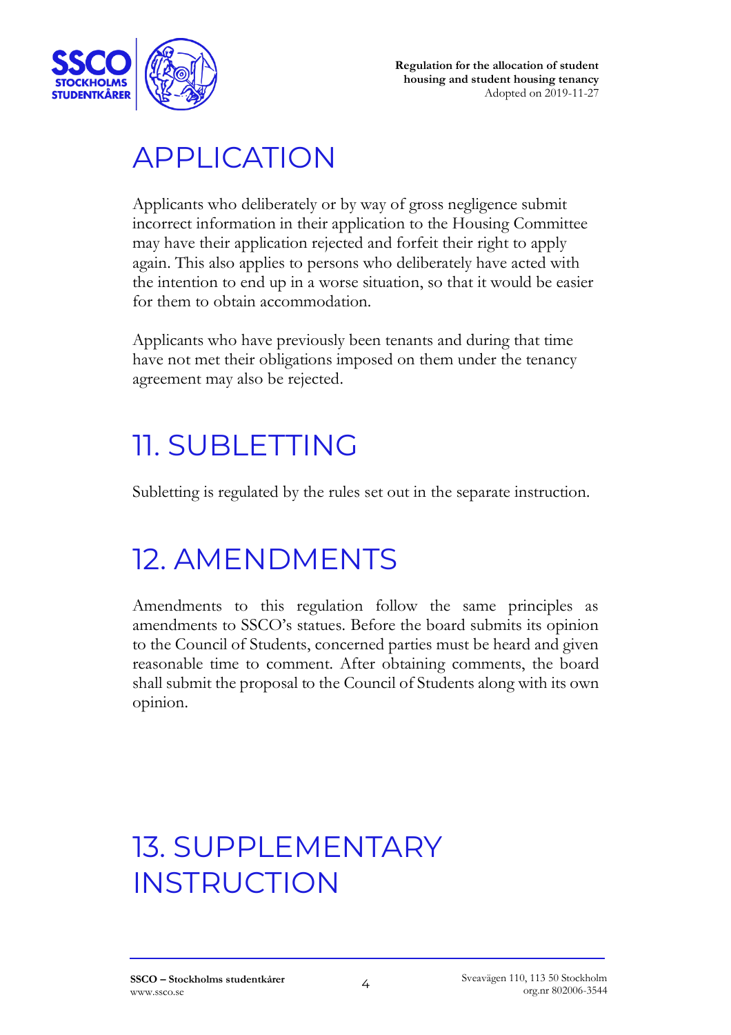# APPLICATION

Applicants who deliberately or by way of gross negligence submit incorrect information in their application to the Housing Committee may have their application rejected and forfeit their right to apply again. This also applies to persons who deliberately have acted with the intention to end up in a worse situation, so that it would be easier for them to obtain accommodation.

Applicants who have previously been tenants and during that time have not met their obligations imposed on them under the tenancy agreement may also be rejected.

# 11. SUBLETTING

Subletting is regulated by the rules set out in the separate instruction.

# 12. AMENDMENTS

Amendments to this regulation follow the same principles as amendments to SSCO's statues. Before the board submits its opinion to the Council of Students, concerned parties must be heard and given reasonable time to comment. After obtaining comments, the board shall submit the proposal to the Council of Students along with its own opinion.

# 13. SUPPLEMENTARY INSTRUCTION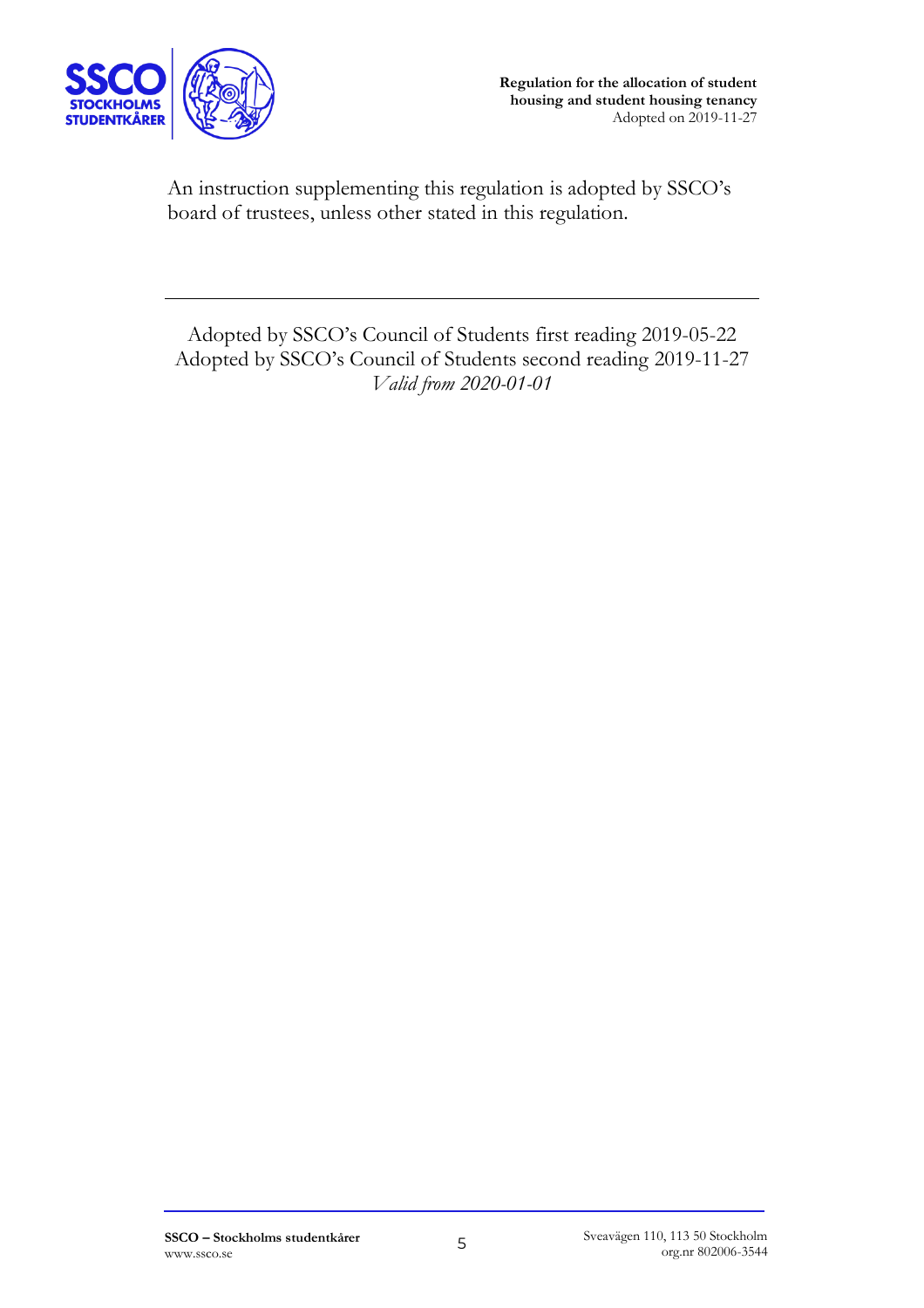An instruction supplementing this regulation is adopted by SSCO's board of trustees, unless other stated in this regulation.

---

Adopted by SSCO's Council of Students first reading 2019-05-22
Adopted by SSCO's Council of Students second reading 2019-11-27
*Valid from 2020-01-01*